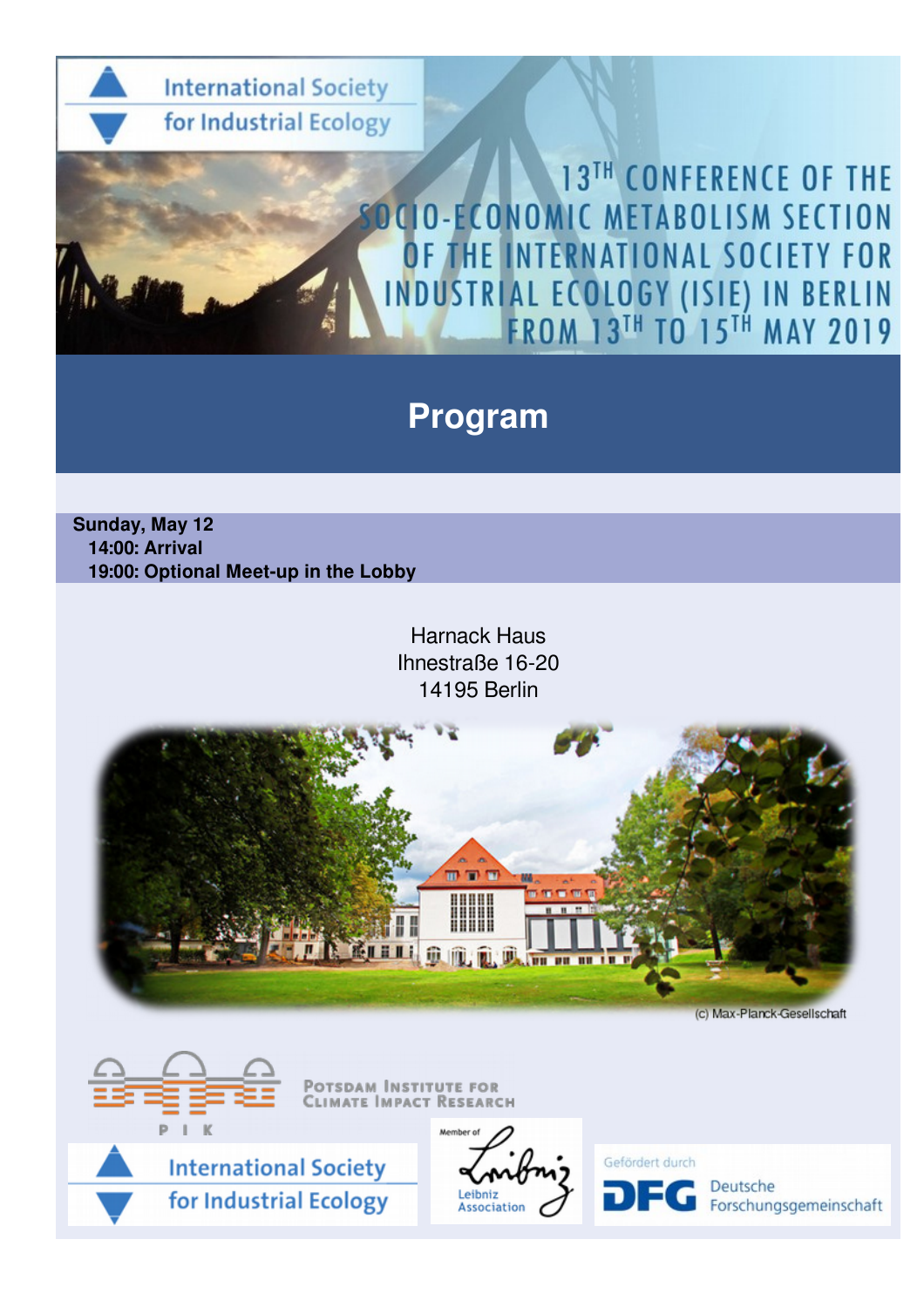International Society for Industrial Ecology

# 13TH CONFERENCE OF THE SOCIO-ECONOMIC METABOLISM SECTION OF THE INTERNATIONAL SOCIETY FOR INDUSTRIAL ECOLOGY (ISIE) IN BERLIN FROM 13TH TO 15TH MAY 2019

## Program

**Sunday, May 12**
**14:00: Arrival**
**19:00: Optional Meet-up in the Lobby**

Harnack Haus
Ihnestraße 16-20
14195 Berlin

(c) Max-Planck-Gesellschaft

Potsdam Institute for Climate Impact Research

PIK

International Society for Industrial Ecology

Member of Leibniz Association

Gefördert durch DFG Deutsche Forschungsgemeinschaft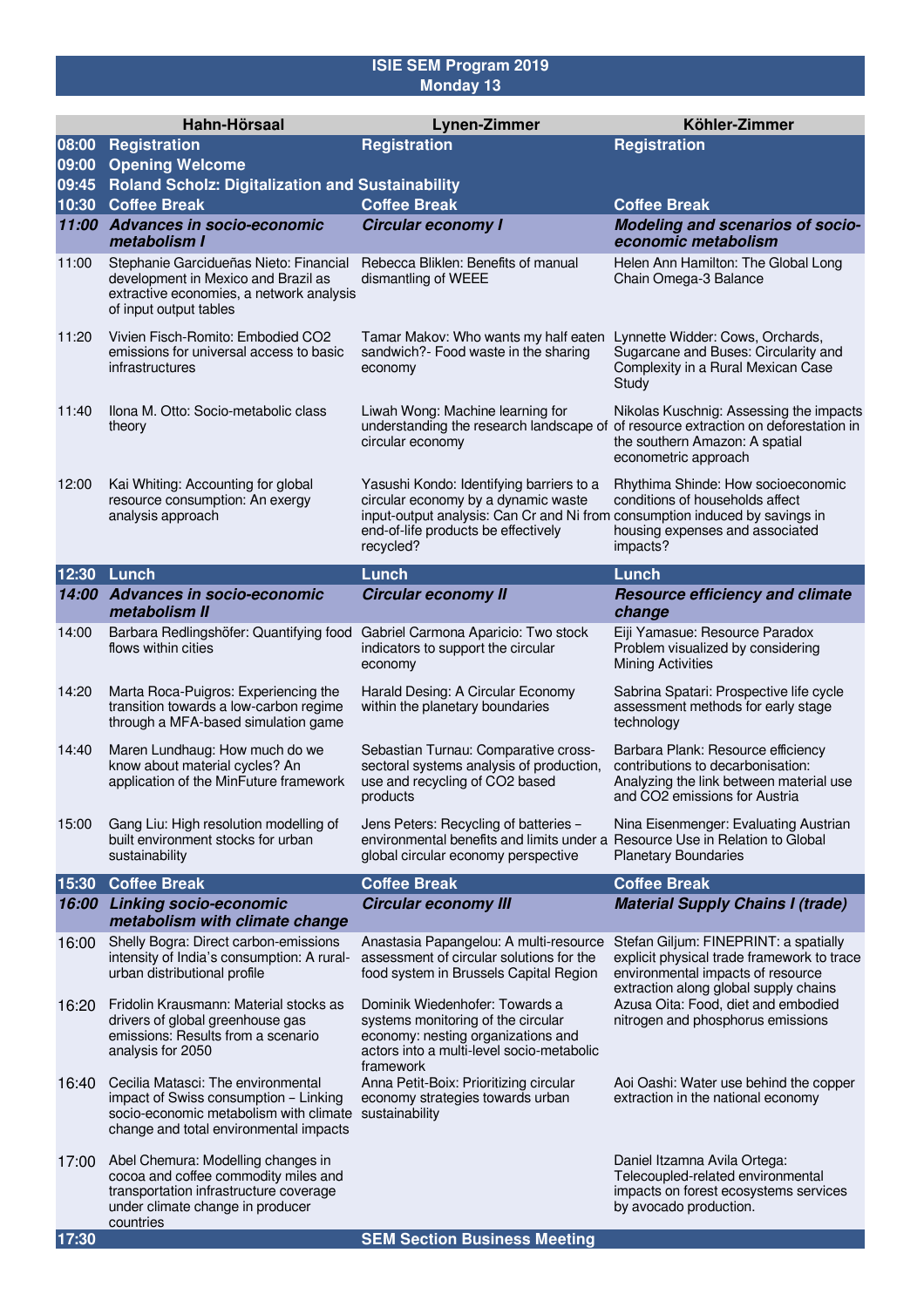# ISIE SEM Program 2019
## Monday 13

| | Hahn-Hörsaal | Lynen-Zimmer | Köhler-Zimmer |
|---|---|---|---|
| **08:00** | **Registration** | **Registration** | **Registration** |
| **09:00** | **Opening Welcome** | | |
| **09:45** | **Roland Scholz: Digitalization and Sustainability** | | |
| **10:30** | **Coffee Break** | **Coffee Break** | **Coffee Break** |
| ***11:00*** | ***Advances in socio-economic metabolism I*** | ***Circular economy I*** | ***Modeling and scenarios of socio-economic metabolism*** |
| 11:00 | Stephanie Garcidueñas Nieto: Financial development in Mexico and Brazil as extractive economies, a network analysis of input output tables | Rebecca Bliklen: Benefits of manual dismantling of WEEE | Helen Ann Hamilton: The Global Long Chain Omega-3 Balance |
| 11:20 | Vivien Fisch-Romito: Embodied CO2 emissions for universal access to basic infrastructures | Tamar Makov: Who wants my half eaten sandwich?- Food waste in the sharing economy | Lynnette Widder: Cows, Orchards, Sugarcane and Buses: Circularity and Complexity in a Rural Mexican Case Study |
| 11:40 | Ilona M. Otto: Socio-metabolic class theory | Liwah Wong: Machine learning for understanding the research landscape of circular economy | Nikolas Kuschnig: Assessing the impacts of resource extraction on deforestation in the southern Amazon: A spatial econometric approach |
| 12:00 | Kai Whiting: Accounting for global resource consumption: An exergy analysis approach | Yasushi Kondo: Identifying barriers to a circular economy by a dynamic waste input-output analysis: Can Cr and Ni from end-of-life products be effectively recycled? | Rhythima Shinde: How socioeconomic conditions of households affect consumption induced by savings in housing expenses and associated impacts? |
| **12:30** | **Lunch** | **Lunch** | **Lunch** |
| ***14:00*** | ***Advances in socio-economic metabolism II*** | ***Circular economy II*** | ***Resource efficiency and climate change*** |
| 14:00 | Barbara Redlingshöfer: Quantifying food flows within cities | Gabriel Carmona Aparicio: Two stock indicators to support the circular economy | Eiji Yamasue: Resource Paradox Problem visualized by considering Mining Activities |
| 14:20 | Marta Roca-Puigros: Experiencing the transition towards a low-carbon regime through a MFA-based simulation game | Harald Desing: A Circular Economy within the planetary boundaries | Sabrina Spatari: Prospective life cycle assessment methods for early stage technology |
| 14:40 | Maren Lundhaug: How much do we know about material cycles? An application of the MinFuture framework | Sebastian Turnau: Comparative cross-sectoral systems analysis of production, use and recycling of CO2 based products | Barbara Plank: Resource efficiency contributions to decarbonisation: Analyzing the link between material use and CO2 emissions for Austria |
| 15:00 | Gang Liu: High resolution modelling of built environment stocks for urban sustainability | Jens Peters: Recycling of batteries – environmental benefits and limits under a global circular economy perspective | Nina Eisenmenger: Evaluating Austrian Resource Use in Relation to Global Planetary Boundaries |
| **15:30** | **Coffee Break** | **Coffee Break** | **Coffee Break** |
| ***16:00*** | ***Linking socio-economic metabolism with climate change*** | ***Circular economy III*** | ***Material Supply Chains I (trade)*** |
| 16:00 | Shelly Bogra: Direct carbon-emissions intensity of India's consumption: A rural-urban distributional profile | Anastasia Papangelou: A multi-resource assessment of circular solutions for the food system in Brussels Capital Region | Stefan Giljum: FINEPRINT: a spatially explicit physical trade framework to trace environmental impacts of resource extraction along global supply chains |
| 16:20 | Fridolin Krausmann: Material stocks as drivers of global greenhouse gas emissions: Results from a scenario analysis for 2050 | Dominik Wiedenhofer: Towards a systems monitoring of the circular economy: nesting organizations and actors into a multi-level socio-metabolic framework | Azusa Oita: Food, diet and embodied nitrogen and phosphorus emissions |
| 16:40 | Cecilia Matasci: The environmental impact of Swiss consumption – Linking socio-economic metabolism with climate change and total environmental impacts | Anna Petit-Boix: Prioritizing circular economy strategies towards urban sustainability | Aoi Oashi: Water use behind the copper extraction in the national economy |
| 17:00 | Abel Chemura: Modelling changes in cocoa and coffee commodity miles and transportation infrastructure coverage under climate change in producer countries | | Daniel Itzamna Avila Ortega: Telecoupled-related environmental impacts on forest ecosystems services by avocado production. |
| **17:30** | | **SEM Section Business Meeting** | |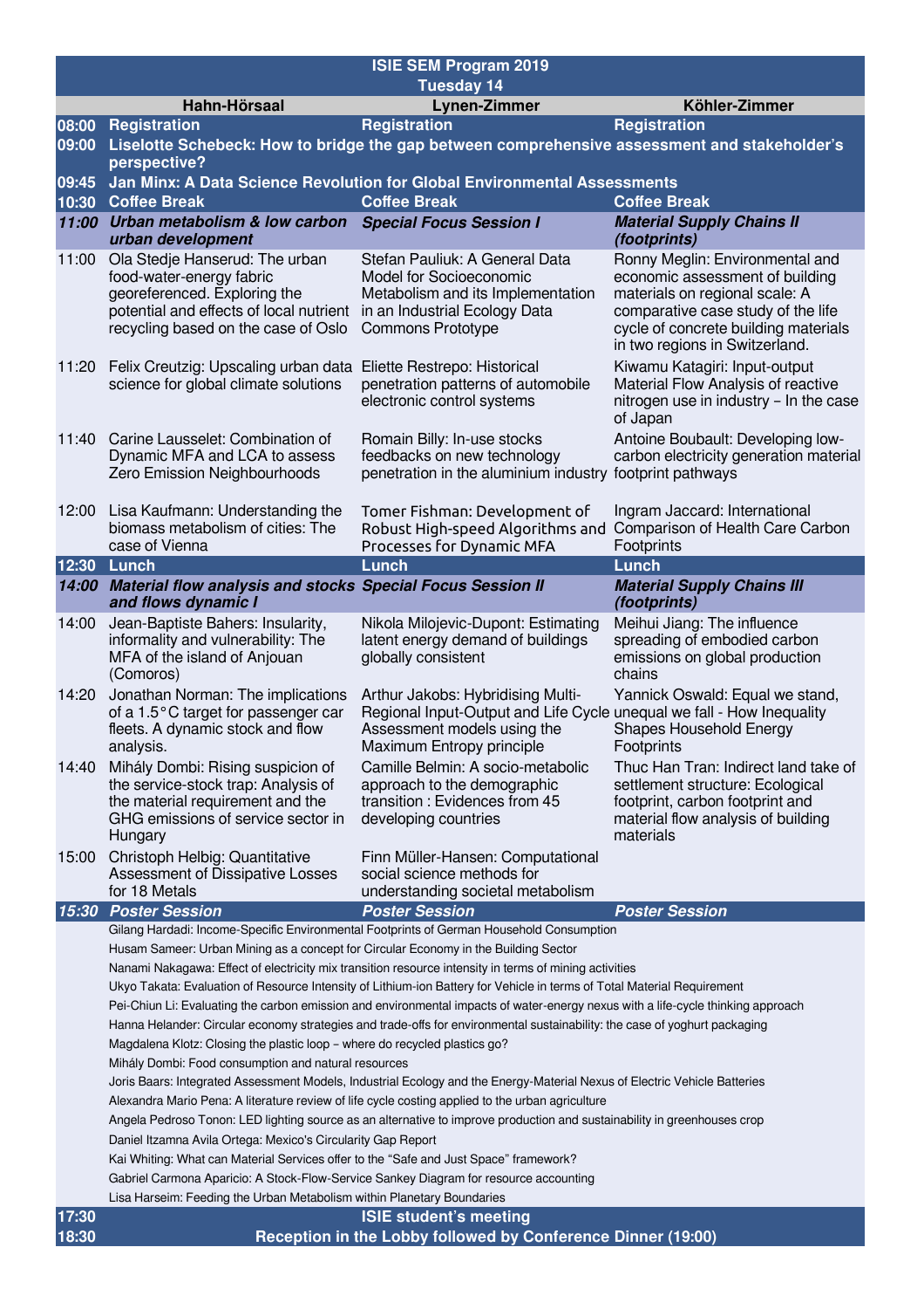# ISIE SEM Program 2019

## Tuesday 14

| | Hahn-Hörsaal | Lynen-Zimmer | Köhler-Zimmer |
|---|---|---|---|
| **08:00** | **Registration** | **Registration** | **Registration** |
| **09:00** | **Liselotte Schebeck: How to bridge the gap between comprehensive assessment and stakeholder's perspective?** | | |
| **09:45** | **Jan Minx: A Data Science Revolution for Global Environmental Assessments** | | |
| **10:30** | **Coffee Break** | **Coffee Break** | **Coffee Break** |
| ***11:00*** | ***Urban metabolism & low carbon urban development*** | ***Special Focus Session I*** | ***Material Supply Chains II (footprints)*** |
| 11:00 | Ola Stedje Hanserud: The urban food-water-energy fabric georeferenced. Exploring the potential and effects of local nutrient recycling based on the case of Oslo | Stefan Pauliuk: A General Data Model for Socioeconomic Metabolism and its Implementation in an Industrial Ecology Data Commons Prototype | Ronny Meglin: Environmental and economic assessment of building materials on regional scale: A comparative case study of the life cycle of concrete building materials in two regions in Switzerland. |
| 11:20 | Felix Creutzig: Upscaling urban data science for global climate solutions | Eliette Restrepo: Historical penetration patterns of automobile electronic control systems | Kiwamu Katagiri: Input-output Material Flow Analysis of reactive nitrogen use in industry – In the case of Japan |
| 11:40 | Carine Lausselet: Combination of Dynamic MFA and LCA to assess Zero Emission Neighbourhoods | Romain Billy: In-use stocks feedbacks on new technology penetration in the aluminium industry | Antoine Boubault: Developing low-carbon electricity generation material footprint pathways |
| 12:00 | Lisa Kaufmann: Understanding the biomass metabolism of cities: The case of Vienna | Tomer Fishman: Development of Robust High-speed Algorithms and Processes for Dynamic MFA | Ingram Jaccard: International Comparison of Health Care Carbon Footprints |
| **12:30** | **Lunch** | **Lunch** | **Lunch** |
| ***14:00*** | ***Material flow analysis and stocks and flows dynamic I*** | ***Special Focus Session II*** | ***Material Supply Chains III (footprints)*** |
| 14:00 | Jean-Baptiste Bahers: Insularity, informality and vulnerability: The MFA of the island of Anjouan (Comoros) | Nikola Milojevic-Dupont: Estimating latent energy demand of buildings globally consistent | Meihui Jiang: The influence spreading of embodied carbon emissions on global production chains |
| 14:20 | Jonathan Norman: The implications of a 1.5°C target for passenger car fleets. A dynamic stock and flow analysis. | Arthur Jakobs: Hybridising Multi-Regional Input-Output and Life Cycle Assessment models using the Maximum Entropy principle | Yannick Oswald: Equal we stand, unequal we fall - How Inequality Shapes Household Energy Footprints |
| 14:40 | Mihály Dombi: Rising suspicion of the service-stock trap: Analysis of the material requirement and the GHG emissions of service sector in Hungary | Camille Belmin: A socio-metabolic approach to the demographic transition : Evidences from 45 developing countries | Thuc Han Tran: Indirect land take of settlement structure: Ecological footprint, carbon footprint and material flow analysis of building materials |
| 15:00 | Christoph Helbig: Quantitative Assessment of Dissipative Losses for 18 Metals | Finn Müller-Hansen: Computational social science methods for understanding societal metabolism | |
| ***15:30*** | ***Poster Session*** | ***Poster Session*** | ***Poster Session*** |
| **17:30** | **ISIE student's meeting** | | |
| **18:30** | **Reception in the Lobby followed by Conference Dinner (19:00)** | | |

### Poster Session (15:30)

- Gilang Hardadi: Income-Specific Environmental Footprints of German Household Consumption
- Husam Sameer: Urban Mining as a concept for Circular Economy in the Building Sector
- Nanami Nakagawa: Effect of electricity mix transition resource intensity in terms of mining activities
- Ukyo Takata: Evaluation of Resource Intensity of Lithium-ion Battery for Vehicle in terms of Total Material Requirement
- Pei-Chiun Li: Evaluating the carbon emission and environmental impacts of water-energy nexus with a life-cycle thinking approach
- Hanna Helander: Circular economy strategies and trade-offs for environmental sustainability: the case of yoghurt packaging
- Magdalena Klotz: Closing the plastic loop – where do recycled plastics go?
- Mihály Dombi: Food consumption and natural resources
- Joris Baars: Integrated Assessment Models, Industrial Ecology and the Energy-Material Nexus of Electric Vehicle Batteries
- Alexandra Mario Pena: A literature review of life cycle costing applied to the urban agriculture
- Angela Pedroso Tonon: LED lighting source as an alternative to improve production and sustainability in greenhouses crop
- Daniel Itzamna Avila Ortega: Mexico's Circularity Gap Report
- Kai Whiting: What can Material Services offer to the "Safe and Just Space" framework?
- Gabriel Carmona Aparicio: A Stock-Flow-Service Sankey Diagram for resource accounting
- Lisa Harseim: Feeding the Urban Metabolism within Planetary Boundaries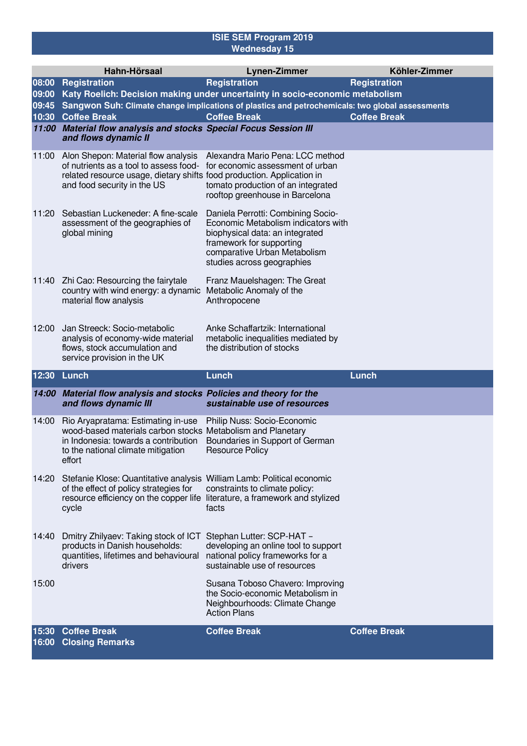# ISIE SEM Program 2019
## Wednesday 15

| | Hahn-Hörsaal | Lynen-Zimmer | Köhler-Zimmer |
|---|---|---|---|
| **08:00** | **Registration** | **Registration** | **Registration** |
| **09:00** | **Katy Roelich: Decision making under uncertainty in socio-economic metabolism** | | |
| **09:45** | **Sangwon Suh: Climate change implications of plastics and petrochemicals: two global assessments** | | |
| **10:30** | **Coffee Break** | **Coffee Break** | **Coffee Break** |
| ***11:00*** | ***Material flow analysis and stocks and flows dynamic II*** | ***Special Focus Session III*** | |
| 11:00 | Alon Shepon: Material flow analysis of nutrients as a tool to assess food-related resource usage, dietary shifts and food security in the US | Alexandra Mario Pena: LCC method for economic assessment of urban food production. Application in tomato production of an integrated rooftop greenhouse in Barcelona | |
| 11:20 | Sebastian Luckeneder: A fine-scale assessment of the geographies of global mining | Daniela Perrotti: Combining Socio-Economic Metabolism indicators with biophysical data: an integrated framework for supporting comparative Urban Metabolism studies across geographies | |
| 11:40 | Zhi Cao: Resourcing the fairytale country with wind energy: a dynamic material flow analysis | Franz Mauelshagen: The Great Metabolic Anomaly of the Anthropocene | |
| 12:00 | Jan Streeck: Socio-metabolic analysis of economy-wide material flows, stock accumulation and service provision in the UK | Anke Schaffartzik: International metabolic inequalities mediated by the distribution of stocks | |
| **12:30** | **Lunch** | **Lunch** | **Lunch** |
| ***14:00*** | ***Material flow analysis and stocks and flows dynamic III*** | ***Policies and theory for the sustainable use of resources*** | |
| 14:00 | Rio Aryapratama: Estimating in-use wood-based materials carbon stocks in Indonesia: towards a contribution to the national climate mitigation effort | Philip Nuss: Socio-Economic Metabolism and Planetary Boundaries in Support of German Resource Policy | |
| 14:20 | Stefanie Klose: Quantitative analysis of the effect of policy strategies for resource efficiency on the copper life cycle | William Lamb: Political economic constraints to climate policy: literature, a framework and stylized facts | |
| 14:40 | Dmitry Zhilyaev: Taking stock of ICT products in Danish households: quantities, lifetimes and behavioural drivers | Stephan Lutter: SCP-HAT – developing an online tool to support national policy frameworks for a sustainable use of resources | |
| 15:00 | | Susana Toboso Chavero: Improving the Socio-economic Metabolism in Neighbourhoods: Climate Change Action Plans | |
| **15:30** | **Coffee Break** | **Coffee Break** | **Coffee Break** |
| **16:00** | **Closing Remarks** | | |